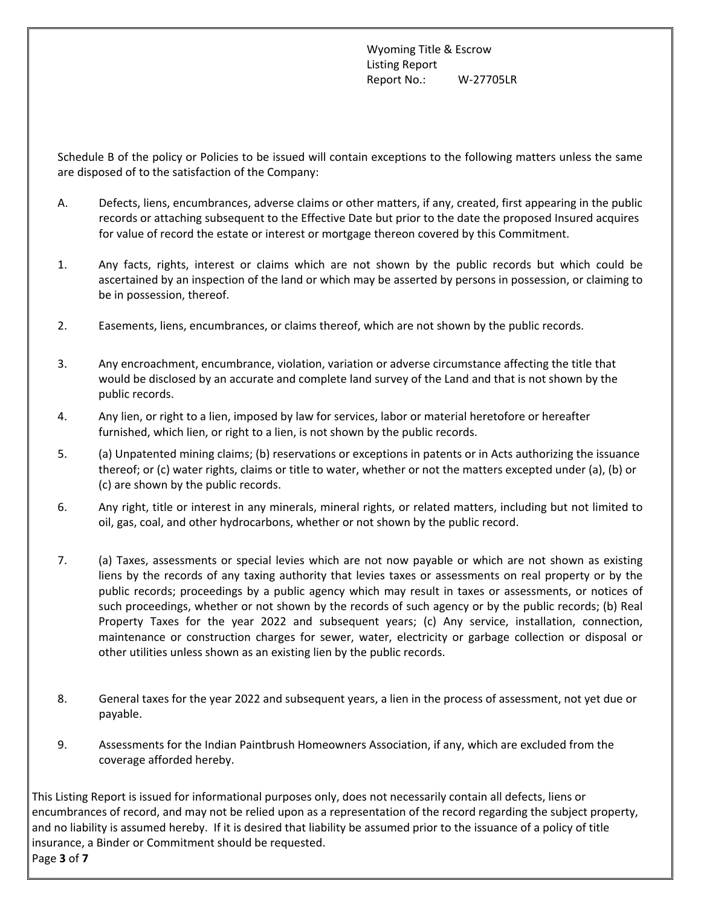Wyoming Title & Escrow
Listing Report
Report No.: W-27705LR

Schedule B of the policy or Policies to be issued will contain exceptions to the following matters unless the same are disposed of to the satisfaction of the Company:

A. Defects, liens, encumbrances, adverse claims or other matters, if any, created, first appearing in the public records or attaching subsequent to the Effective Date but prior to the date the proposed Insured acquires for value of record the estate or interest or mortgage thereon covered by this Commitment.

1. Any facts, rights, interest or claims which are not shown by the public records but which could be ascertained by an inspection of the land or which may be asserted by persons in possession, or claiming to be in possession, thereof.

2. Easements, liens, encumbrances, or claims thereof, which are not shown by the public records.

3. Any encroachment, encumbrance, violation, variation or adverse circumstance affecting the title that would be disclosed by an accurate and complete land survey of the Land and that is not shown by the public records.

4. Any lien, or right to a lien, imposed by law for services, labor or material heretofore or hereafter furnished, which lien, or right to a lien, is not shown by the public records.

5. (a) Unpatented mining claims; (b) reservations or exceptions in patents or in Acts authorizing the issuance thereof; or (c) water rights, claims or title to water, whether or not the matters excepted under (a), (b) or (c) are shown by the public records.

6. Any right, title or interest in any minerals, mineral rights, or related matters, including but not limited to oil, gas, coal, and other hydrocarbons, whether or not shown by the public record.

7. (a) Taxes, assessments or special levies which are not now payable or which are not shown as existing liens by the records of any taxing authority that levies taxes or assessments on real property or by the public records; proceedings by a public agency which may result in taxes or assessments, or notices of such proceedings, whether or not shown by the records of such agency or by the public records; (b) Real Property Taxes for the year 2022 and subsequent years; (c) Any service, installation, connection, maintenance or construction charges for sewer, water, electricity or garbage collection or disposal or other utilities unless shown as an existing lien by the public records.

8. General taxes for the year 2022 and subsequent years, a lien in the process of assessment, not yet due or payable.

9. Assessments for the Indian Paintbrush Homeowners Association, if any, which are excluded from the coverage afforded hereby.

This Listing Report is issued for informational purposes only, does not necessarily contain all defects, liens or encumbrances of record, and may not be relied upon as a representation of the record regarding the subject property, and no liability is assumed hereby. If it is desired that liability be assumed prior to the issuance of a policy of title insurance, a Binder or Commitment should be requested.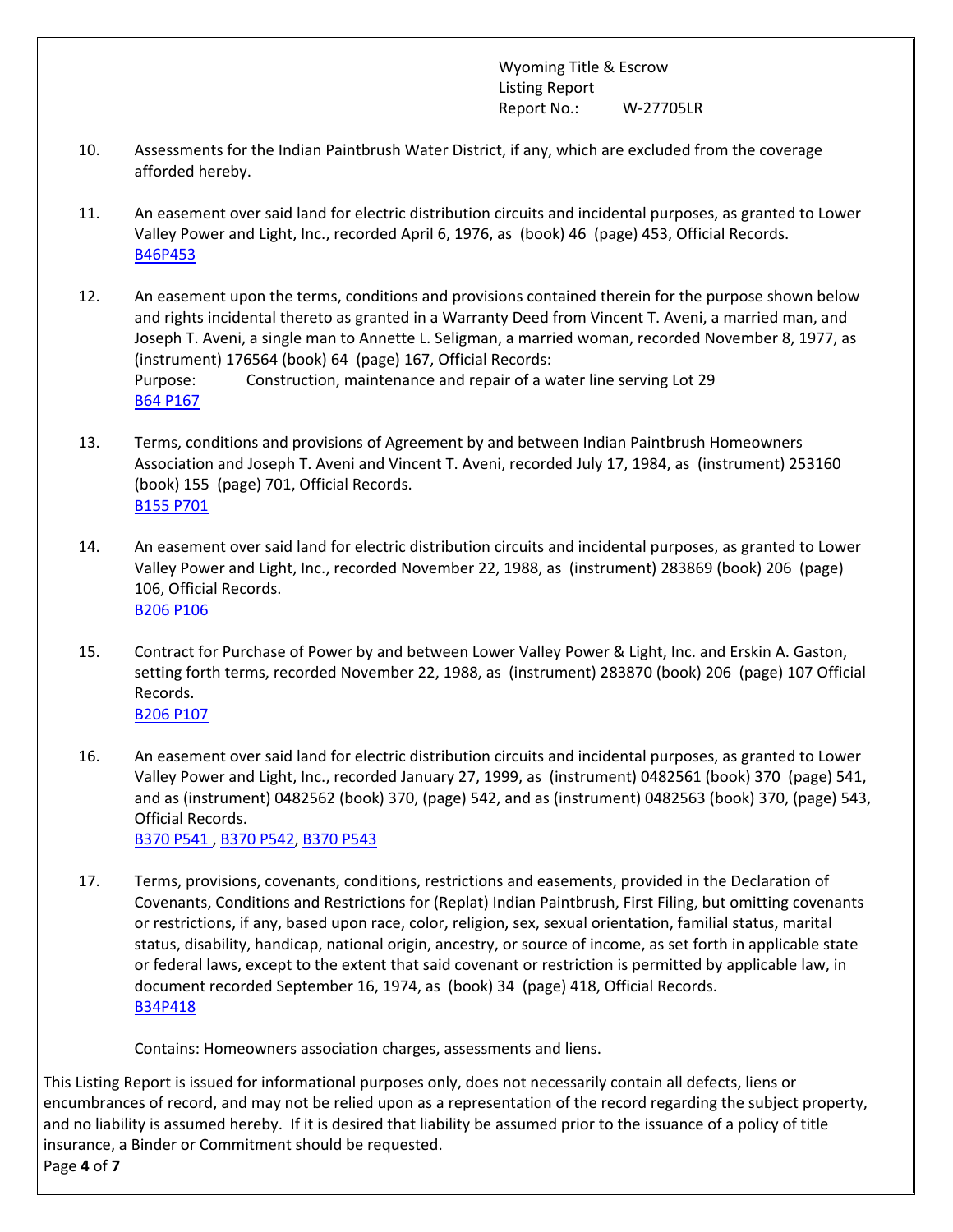Wyoming Title & Escrow
Listing Report
Report No.: W-27705LR

10. Assessments for the Indian Paintbrush Water District, if any, which are excluded from the coverage afforded hereby.

11. An easement over said land for electric distribution circuits and incidental purposes, as granted to Lower Valley Power and Light, Inc., recorded April 6, 1976, as (book) 46 (page) 453, Official Records.
B46P453

12. An easement upon the terms, conditions and provisions contained therein for the purpose shown below and rights incidental thereto as granted in a Warranty Deed from Vincent T. Aveni, a married man, and Joseph T. Aveni, a single man to Annette L. Seligman, a married woman, recorded November 8, 1977, as (instrument) 176564 (book) 64 (page) 167, Official Records:
Purpose: Construction, maintenance and repair of a water line serving Lot 29
B64 P167

13. Terms, conditions and provisions of Agreement by and between Indian Paintbrush Homeowners Association and Joseph T. Aveni and Vincent T. Aveni, recorded July 17, 1984, as (instrument) 253160 (book) 155 (page) 701, Official Records.
B155 P701

14. An easement over said land for electric distribution circuits and incidental purposes, as granted to Lower Valley Power and Light, Inc., recorded November 22, 1988, as (instrument) 283869 (book) 206 (page) 106, Official Records.
B206 P106

15. Contract for Purchase of Power by and between Lower Valley Power & Light, Inc. and Erskin A. Gaston, setting forth terms, recorded November 22, 1988, as (instrument) 283870 (book) 206 (page) 107 Official Records.
B206 P107

16. An easement over said land for electric distribution circuits and incidental purposes, as granted to Lower Valley Power and Light, Inc., recorded January 27, 1999, as (instrument) 0482561 (book) 370 (page) 541, and as (instrument) 0482562 (book) 370, (page) 542, and as (instrument) 0482563 (book) 370, (page) 543, Official Records.
B370 P541 , B370 P542, B370 P543

17. Terms, provisions, covenants, conditions, restrictions and easements, provided in the Declaration of Covenants, Conditions and Restrictions for (Replat) Indian Paintbrush, First Filing, but omitting covenants or restrictions, if any, based upon race, color, religion, sex, sexual orientation, familial status, marital status, disability, handicap, national origin, ancestry, or source of income, as set forth in applicable state or federal laws, except to the extent that said covenant or restriction is permitted by applicable law, in document recorded September 16, 1974, as (book) 34 (page) 418, Official Records.
B34P418

    Contains: Homeowners association charges, assessments and liens.

This Listing Report is issued for informational purposes only, does not necessarily contain all defects, liens or encumbrances of record, and may not be relied upon as a representation of the record regarding the subject property, and no liability is assumed hereby. If it is desired that liability be assumed prior to the issuance of a policy of title insurance, a Binder or Commitment should be requested.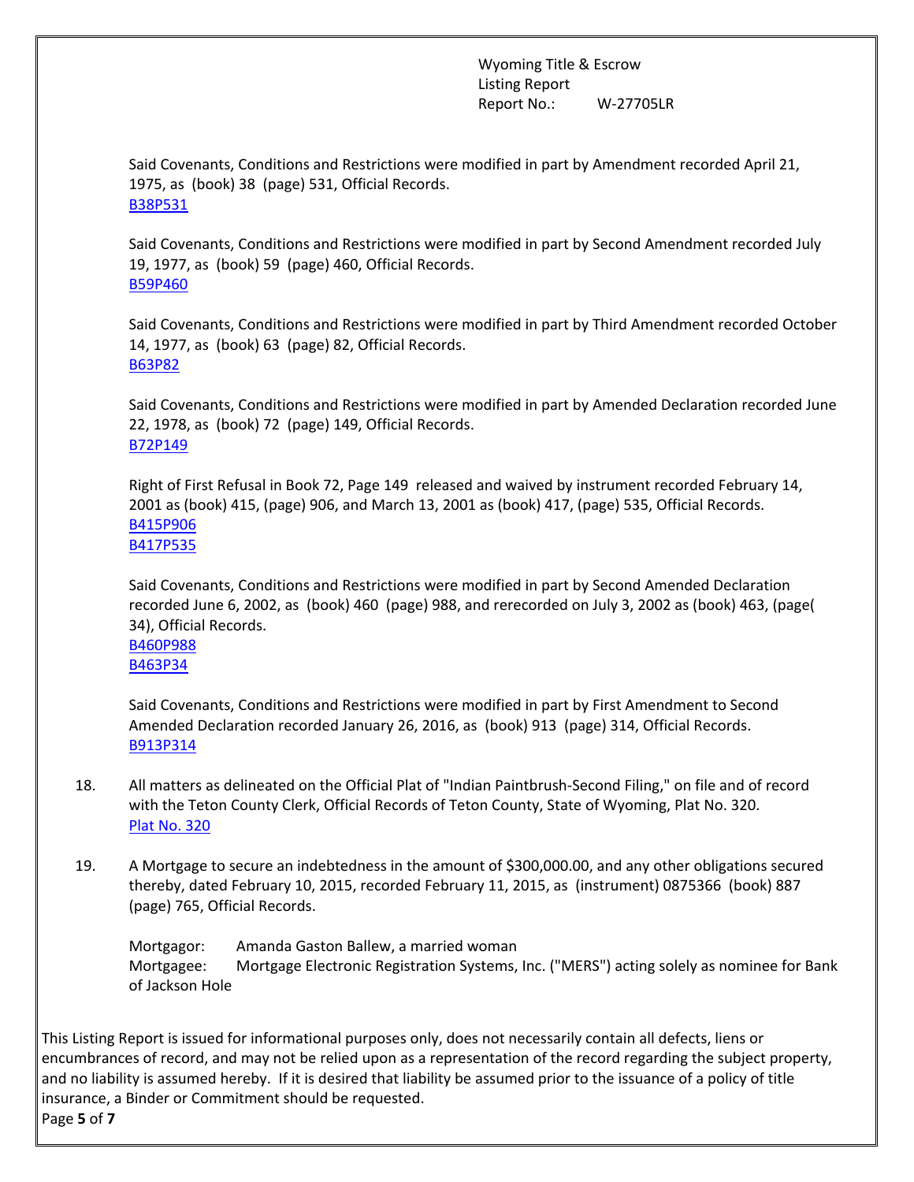Said Covenants, Conditions and Restrictions were modified in part by Amendment recorded April 21, 1975, as (book) 38 (page) 531, Official Records.
B38P531

Said Covenants, Conditions and Restrictions were modified in part by Second Amendment recorded July 19, 1977, as (book) 59 (page) 460, Official Records.
B59P460

Said Covenants, Conditions and Restrictions were modified in part by Third Amendment recorded October 14, 1977, as (book) 63 (page) 82, Official Records.
B63P82

Said Covenants, Conditions and Restrictions were modified in part by Amended Declaration recorded June 22, 1978, as (book) 72 (page) 149, Official Records.
B72P149

Right of First Refusal in Book 72, Page 149 released and waived by instrument recorded February 14, 2001 as (book) 415, (page) 906, and March 13, 2001 as (book) 417, (page) 535, Official Records.
B415P906
B417P535

Said Covenants, Conditions and Restrictions were modified in part by Second Amended Declaration recorded June 6, 2002, as (book) 460 (page) 988, and rerecorded on July 3, 2002 as (book) 463, (page( 34), Official Records.
B460P988
B463P34

Said Covenants, Conditions and Restrictions were modified in part by First Amendment to Second Amended Declaration recorded January 26, 2016, as (book) 913 (page) 314, Official Records.
B913P314

18. All matters as delineated on the Official Plat of "Indian Paintbrush-Second Filing," on file and of record with the Teton County Clerk, Official Records of Teton County, State of Wyoming, Plat No. 320.
Plat No. 320

19. A Mortgage to secure an indebtedness in the amount of $300,000.00, and any other obligations secured thereby, dated February 10, 2015, recorded February 11, 2015, as (instrument) 0875366 (book) 887 (page) 765, Official Records.

Mortgagor: Amanda Gaston Ballew, a married woman
Mortgagee: Mortgage Electronic Registration Systems, Inc. ("MERS") acting solely as nominee for Bank of Jackson Hole

This Listing Report is issued for informational purposes only, does not necessarily contain all defects, liens or encumbrances of record, and may not be relied upon as a representation of the record regarding the subject property, and no liability is assumed hereby. If it is desired that liability be assumed prior to the issuance of a policy of title insurance, a Binder or Commitment should be requested.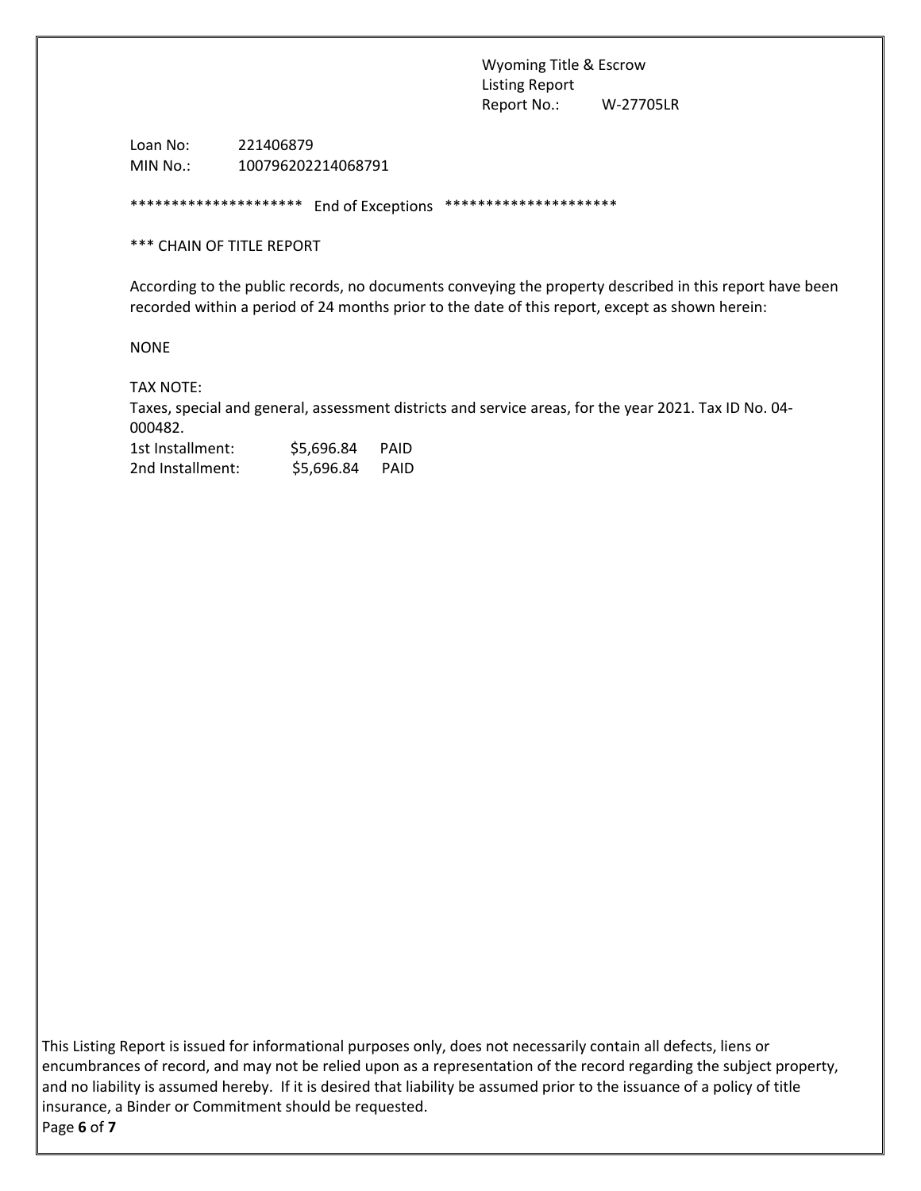Wyoming Title & Escrow
Listing Report
Report No.: W-27705LR

Loan No: 221406879
MIN No.: 100796202214068791

********************* End of Exceptions *********************

*** CHAIN OF TITLE REPORT

According to the public records, no documents conveying the property described in this report have been recorded within a period of 24 months prior to the date of this report, except as shown herein:

NONE

TAX NOTE:
Taxes, special and general, assessment districts and service areas, for the year 2021. Tax ID No. 04-000482.

| | | |
|---|---|---|
| 1st Installment: | $5,696.84 | PAID |
| 2nd Installment: | $5,696.84 | PAID |

This Listing Report is issued for informational purposes only, does not necessarily contain all defects, liens or encumbrances of record, and may not be relied upon as a representation of the record regarding the subject property, and no liability is assumed hereby. If it is desired that liability be assumed prior to the issuance of a policy of title insurance, a Binder or Commitment should be requested.